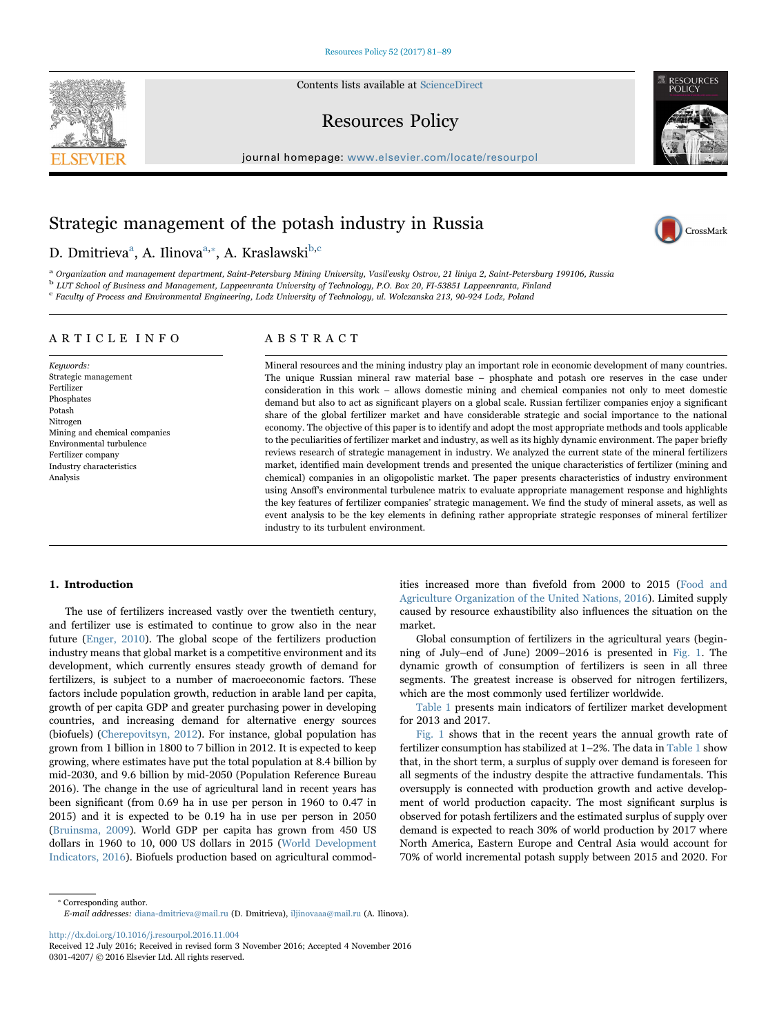# Strategic management of the potash industry in Russia

D. Dmitrieva[a], A. Ilinova[a,*], A. Kraslawski[b,c]

[a] Organization and management department, Saint-Petersburg Mining University, Vasil'evsky Ostrov, 21 liniya 2, Saint-Petersburg 199106, Russia
[b] LUT School of Business and Management, Lappeenranta University of Technology, P.O. Box 20, FI-53851 Lappeenranta, Finland
[c] Faculty of Process and Environmental Engineering, Lodz University of Technology, ul. Wolczanska 213, 90-924 Lodz, Poland

## ARTICLE INFO

*Keywords:*
Strategic management
Fertilizer
Phosphates
Potash
Nitrogen
Mining and chemical companies
Environmental turbulence
Fertilizer company
Industry characteristics
Analysis

## ABSTRACT

Mineral resources and the mining industry play an important role in economic development of many countries. The unique Russian mineral raw material base – phosphate and potash ore reserves in the case under consideration in this work – allows domestic mining and chemical companies not only to meet domestic demand but also to act as significant players on a global scale. Russian fertilizer companies enjoy a significant share of the global fertilizer market and have considerable strategic and social importance to the national economy. The objective of this paper is to identify and adopt the most appropriate methods and tools applicable to the peculiarities of fertilizer market and industry, as well as its highly dynamic environment. The paper briefly reviews research of strategic management in industry. We analyzed the current state of the mineral fertilizers market, identified main development trends and presented the unique characteristics of fertilizer (mining and chemical) companies in an oligopolistic market. The paper presents characteristics of industry environment using Ansoff's environmental turbulence matrix to evaluate appropriate management response and highlights the key features of fertilizer companies' strategic management. We find the study of mineral assets, as well as event analysis to be the key elements in defining rather appropriate strategic responses of mineral fertilizer industry to its turbulent environment.

## 1. Introduction

The use of fertilizers increased vastly over the twentieth century, and fertilizer use is estimated to continue to grow also in the near future (Enger, 2010). The global scope of the fertilizers production industry means that global market is a competitive environment and its development, which currently ensures steady growth of demand for fertilizers, is subject to a number of macroeconomic factors. These factors include population growth, reduction in arable land per capita, growth of per capita GDP and greater purchasing power in developing countries, and increasing demand for alternative energy sources (biofuels) (Cherepovitsyn, 2012). For instance, global population has grown from 1 billion in 1800 to 7 billion in 2012. It is expected to keep growing, where estimates have put the total population at 8.4 billion by mid-2030, and 9.6 billion by mid-2050 (Population Reference Bureau 2016). The change in the use of agricultural land in recent years has been significant (from 0.69 ha in use per person in 1960 to 0.47 in 2015) and it is expected to be 0.19 ha in use per person in 2050 (Bruinsma, 2009). World GDP per capita has grown from 450 US dollars in 1960 to 10, 000 US dollars in 2015 (World Development Indicators, 2016). Biofuels production based on agricultural commodities increased more than fivefold from 2000 to 2015 (Food and Agriculture Organization of the United Nations, 2016). Limited supply caused by resource exhaustibility also influences the situation on the market.

Global consumption of fertilizers in the agricultural years (beginning of July–end of June) 2009–2016 is presented in Fig. 1. The dynamic growth of consumption of fertilizers is seen in all three segments. The greatest increase is observed for nitrogen fertilizers, which are the most commonly used fertilizer worldwide.

Table 1 presents main indicators of fertilizer market development for 2013 and 2017.

Fig. 1 shows that in the recent years the annual growth rate of fertilizer consumption has stabilized at 1–2%. The data in Table 1 show that, in the short term, a surplus of supply over demand is foreseen for all segments of the industry despite the attractive fundamentals. This oversupply is connected with production growth and active development of world production capacity. The most significant surplus is observed for potash fertilizers and the estimated surplus of supply over demand is expected to reach 30% of world production by 2017 where North America, Eastern Europe and Central Asia would account for 70% of world incremental potash supply between 2015 and 2020. For

---

* Corresponding author.
*E-mail addresses:* diana-dmitrieva@mail.ru (D. Dmitrieva), iljinovaaa@mail.ru (A. Ilinova).

http://dx.doi.org/10.1016/j.resourpol.2016.11.004
Received 12 July 2016; Received in revised form 3 November 2016; Accepted 4 November 2016
0301-4207/ © 2016 Elsevier Ltd. All rights reserved.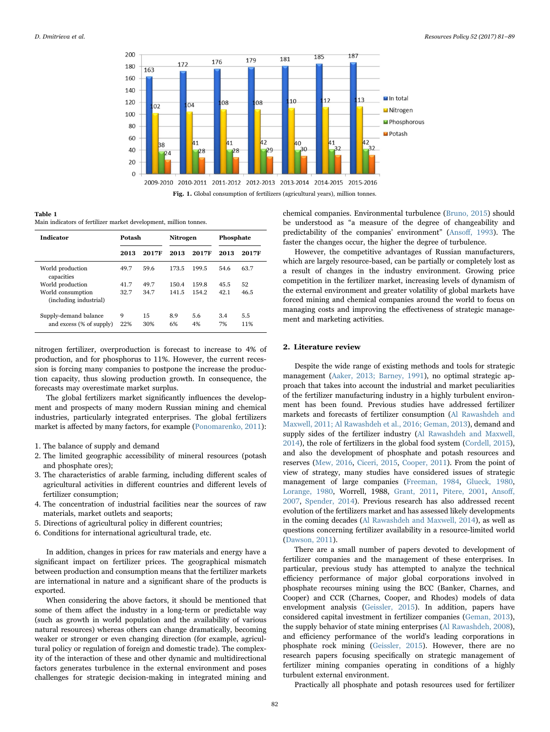Fig. 1. Global consumption of fertilizers (agricultural years), million tonnes.

Table 1
Main indicators of fertilizer market development, million tonnes.

| Indicator | Potash | | Nitrogen | | Phosphate | |
|---|---|---|---|---|---|---|
| | 2013 | 2017F | 2013 | 2017F | 2013 | 2017F |
| World production capacities | 49.7 | 59.6 | 173.5 | 199.5 | 54.6 | 63.7 |
| World production | 41.7 | 49.7 | 150.4 | 159.8 | 45.5 | 52 |
| World consumption (including industrial) | 32.7 | 34.7 | 141.5 | 154.2 | 42.1 | 46.5 |
| Supply-demand balance and excess (% of supply) | 9<br>22% | 15<br>30% | 8.9<br>6% | 5.6<br>4% | 3.4<br>7% | 5.5<br>11% |

nitrogen fertilizer, overproduction is forecast to increase to 4% of production, and for phosphorus to 11%. However, the current recession is forcing many companies to postpone the increase the production capacity, thus slowing production growth. In consequence, the forecasts may overestimate market surplus.

The global fertilizers market significantly influences the development and prospects of many modern Russian mining and chemical industries, particularly integrated enterprises. The global fertilizers market is affected by many factors, for example (Ponomarenko, 2011):

1. The balance of supply and demand
2. The limited geographic accessibility of mineral resources (potash and phosphate ores);
3. The characteristics of arable farming, including different scales of agricultural activities in different countries and different levels of fertilizer consumption;
4. The concentration of industrial facilities near the sources of raw materials, market outlets and seaports;
5. Directions of agricultural policy in different countries;
6. Conditions for international agricultural trade, etc.

In addition, changes in prices for raw materials and energy have a significant impact on fertilizer prices. The geographical mismatch between production and consumption means that the fertilizer markets are international in nature and a significant share of the products is exported.

When considering the above factors, it should be mentioned that some of them affect the industry in a long-term or predictable way (such as growth in world population and the availability of various natural resources) whereas others can change dramatically, becoming weaker or stronger or even changing direction (for example, agricultural policy or regulation of foreign and domestic trade). The complexity of the interaction of these and other dynamic and multidirectional factors generates turbulence in the external environment and poses challenges for strategic decision-making in integrated mining and chemical companies. Environmental turbulence (Bruno, 2015) should be understood as "a measure of the degree of changeability and predictability of the companies' environment" (Ansoff, 1993). The faster the changes occur, the higher the degree of turbulence.

However, the competitive advantages of Russian manufacturers, which are largely resource-based, can be partially or completely lost as a result of changes in the industry environment. Growing price competition in the fertilizer market, increasing levels of dynamism of the external environment and greater volatility of global markets have forced mining and chemical companies around the world to focus on managing costs and improving the effectiveness of strategic management and marketing activities.

## 2. Literature review

Despite the wide range of existing methods and tools for strategic management (Aaker, 2013; Barney, 1991), no optimal strategic approach that takes into account the industrial and market peculiarities of the fertilizer manufacturing industry in a highly turbulent environment has been found. Previous studies have addressed fertilizer markets and forecasts of fertilizer consumption (Al Rawashdeh and Maxwell, 2011; Al Rawashdeh et al., 2016; Geman, 2013), demand and supply sides of the fertilizer industry (Al Rawashdeh and Maxwell, 2014), the role of fertilizers in the global food system (Cordell, 2015), and also the development of phosphate and potash resources and reserves (Mew, 2016, Ciceri, 2015, Cooper, 2011). From the point of view of strategy, many studies have considered issues of strategic management of large companies (Freeman, 1984, Glueck, 1980, Lorange, 1980, Worrell, 1988, Grant, 2011, Pitere, 2001, Ansoff, 2007, Spender, 2014). Previous research has also addressed recent evolution of the fertilizers market and has assessed likely developments in the coming decades (Al Rawashdeh and Maxwell, 2014), as well as questions concerning fertilizer availability in a resource-limited world (Dawson, 2011).

There are a small number of papers devoted to development of fertilizer companies and the management of these enterprises. In particular, previous study has attempted to analyze the technical efficiency performance of major global corporations involved in phosphate recourses mining using the BCC (Banker, Charnes, and Cooper) and CCR (Charnes, Cooper, and Rhodes) models of data envelopment analysis (Geissler, 2015). In addition, papers have considered capital investment in fertilizer companies (Geman, 2013), the supply behavior of state mining enterprises (Al Rawashdeh, 2008), and efficiency performance of the world's leading corporations in phosphate rock mining (Geissler, 2015). However, there are no research papers focusing specifically on strategic management of fertilizer mining companies operating in conditions of a highly turbulent external environment.

Practically all phosphate and potash resources used for fertilizer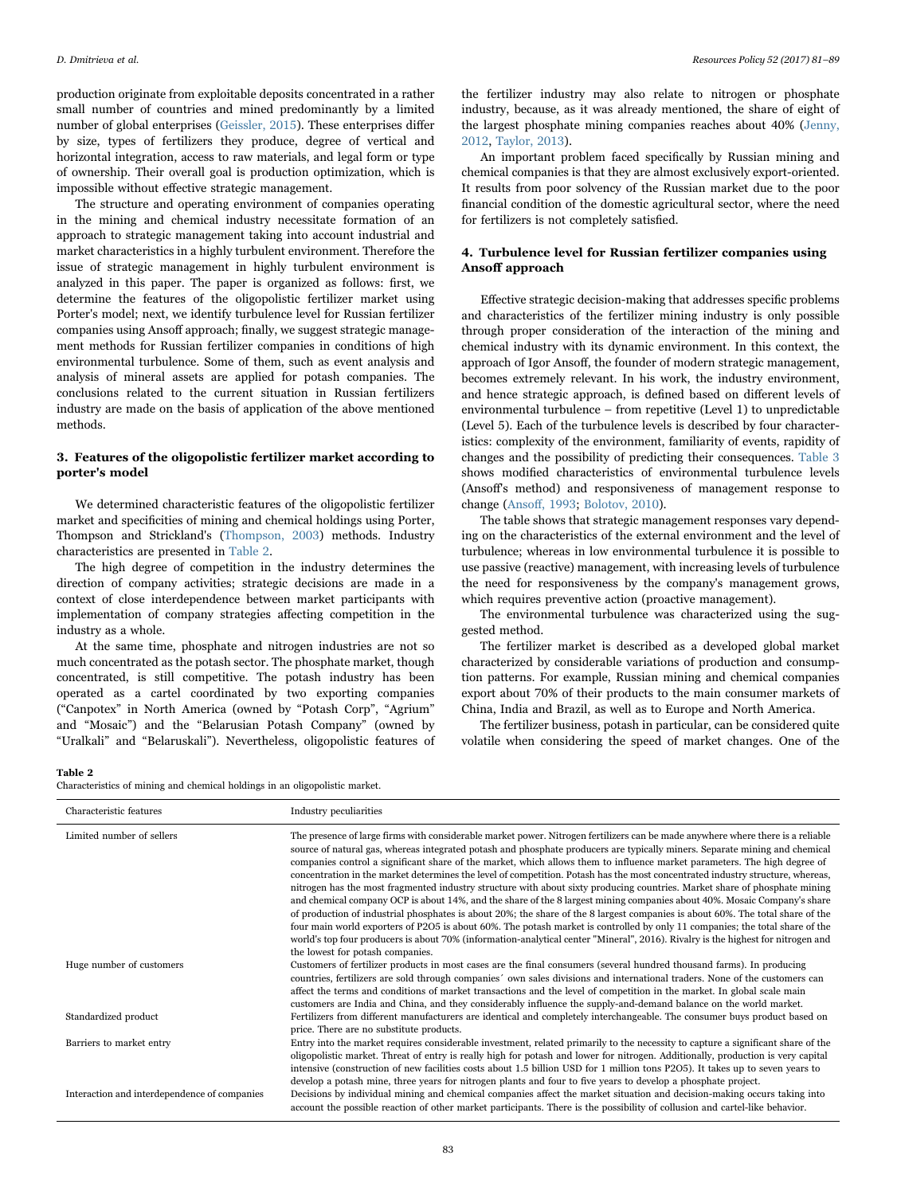production originate from exploitable deposits concentrated in a rather small number of countries and mined predominantly by a limited number of global enterprises (Geissler, 2015). These enterprises differ by size, types of fertilizers they produce, degree of vertical and horizontal integration, access to raw materials, and legal form or type of ownership. Their overall goal is production optimization, which is impossible without effective strategic management.

The structure and operating environment of companies operating in the mining and chemical industry necessitate formation of an approach to strategic management taking into account industrial and market characteristics in a highly turbulent environment. Therefore the issue of strategic management in highly turbulent environment is analyzed in this paper. The paper is organized as follows: first, we determine the features of the oligopolistic fertilizer market using Porter's model; next, we identify turbulence level for Russian fertilizer companies using Ansoff approach; finally, we suggest strategic management methods for Russian fertilizer companies in conditions of high environmental turbulence. Some of them, such as event analysis and analysis of mineral assets are applied for potash companies. The conclusions related to the current situation in Russian fertilizers industry are made on the basis of application of the above mentioned methods.

## 3. Features of the oligopolistic fertilizer market according to porter's model

We determined characteristic features of the oligopolistic fertilizer market and specificities of mining and chemical holdings using Porter, Thompson and Strickland's (Thompson, 2003) methods. Industry characteristics are presented in Table 2.

The high degree of competition in the industry determines the direction of company activities; strategic decisions are made in a context of close interdependence between market participants with implementation of company strategies affecting competition in the industry as a whole.

At the same time, phosphate and nitrogen industries are not so much concentrated as the potash sector. The phosphate market, though concentrated, is still competitive. The potash industry has been operated as a cartel coordinated by two exporting companies ("Canpotex" in North America (owned by "Potash Corp", "Agrium" and "Mosaic") and the "Belarusian Potash Company" (owned by "Uralkali" and "Belaruskali"). Nevertheless, oligopolistic features of the fertilizer industry may also relate to nitrogen or phosphate industry, because, as it was already mentioned, the share of eight of the largest phosphate mining companies reaches about 40% (Jenny, 2012, Taylor, 2013).

An important problem faced specifically by Russian mining and chemical companies is that they are almost exclusively export-oriented. It results from poor solvency of the Russian market due to the poor financial condition of the domestic agricultural sector, where the need for fertilizers is not completely satisfied.

## 4. Turbulence level for Russian fertilizer companies using Ansoff approach

Effective strategic decision-making that addresses specific problems and characteristics of the fertilizer mining industry is only possible through proper consideration of the interaction of the mining and chemical industry with its dynamic environment. In this context, the approach of Igor Ansoff, the founder of modern strategic management, becomes extremely relevant. In his work, the industry environment, and hence strategic approach, is defined based on different levels of environmental turbulence – from repetitive (Level 1) to unpredictable (Level 5). Each of the turbulence levels is described by four characteristics: complexity of the environment, familiarity of events, rapidity of changes and the possibility of predicting their consequences. Table 3 shows modified characteristics of environmental turbulence levels (Ansoff's method) and responsiveness of management response to change (Ansoff, 1993; Bolotov, 2010).

The table shows that strategic management responses vary depending on the characteristics of the external environment and the level of turbulence; whereas in low environmental turbulence it is possible to use passive (reactive) management, with increasing levels of turbulence the need for responsiveness by the company's management grows, which requires preventive action (proactive management).

The environmental turbulence was characterized using the suggested method.

The fertilizer market is described as a developed global market characterized by considerable variations of production and consumption patterns. For example, Russian mining and chemical companies export about 70% of their products to the main consumer markets of China, India and Brazil, as well as to Europe and North America.

The fertilizer business, potash in particular, can be considered quite volatile when considering the speed of market changes. One of the

**Table 2**
Characteristics of mining and chemical holdings in an oligopolistic market.

| Characteristic features | Industry peculiarities |
|---|---|
| Limited number of sellers | The presence of large firms with considerable market power. Nitrogen fertilizers can be made anywhere where there is a reliable source of natural gas, whereas integrated potash and phosphate producers are typically miners. Separate mining and chemical companies control a significant share of the market, which allows them to influence market parameters. The high degree of concentration in the market determines the level of competition. Potash has the most concentrated industry structure, whereas, nitrogen has the most fragmented industry structure with about sixty producing countries. Market share of phosphate mining and chemical company OCP is about 14%, and the share of the 8 largest mining companies about 40%. Mosaic Company's share of production of industrial phosphates is about 20%; the share of the 8 largest companies is about 60%. The total share of the four main world exporters of $P_2O_5$ is about 60%. The potash market is controlled by only 11 companies; the total share of the world's top four producers is about 70% (information-analytical center "Mineral", 2016). Rivalry is the highest for nitrogen and the lowest for potash companies. |
| Huge number of customers | Customers of fertilizer products in most cases are the final consumers (several hundred thousand farms). In producing countries, fertilizers are sold through companies´ own sales divisions and international traders. None of the customers can affect the terms and conditions of market transactions and the level of competition in the market. In global scale main customers are India and China, and they considerably influence the supply-and-demand balance on the world market. |
| Standardized product | Fertilizers from different manufacturers are identical and completely interchangeable. The consumer buys product based on price. There are no substitute products. |
| Barriers to market entry | Entry into the market requires considerable investment, related primarily to the necessity to capture a significant share of the oligopolistic market. Threat of entry is really high for potash and lower for nitrogen. Additionally, production is very capital intensive (construction of new facilities costs about 1.5 billion USD for 1 million tons $P_2O_5$). It takes up to seven years to develop a potash mine, three years for nitrogen plants and four to five years to develop a phosphate project. |
| Interaction and interdependence of companies | Decisions by individual mining and chemical companies affect the market situation and decision-making occurs taking into account the possible reaction of other market participants. There is the possibility of collusion and cartel-like behavior. |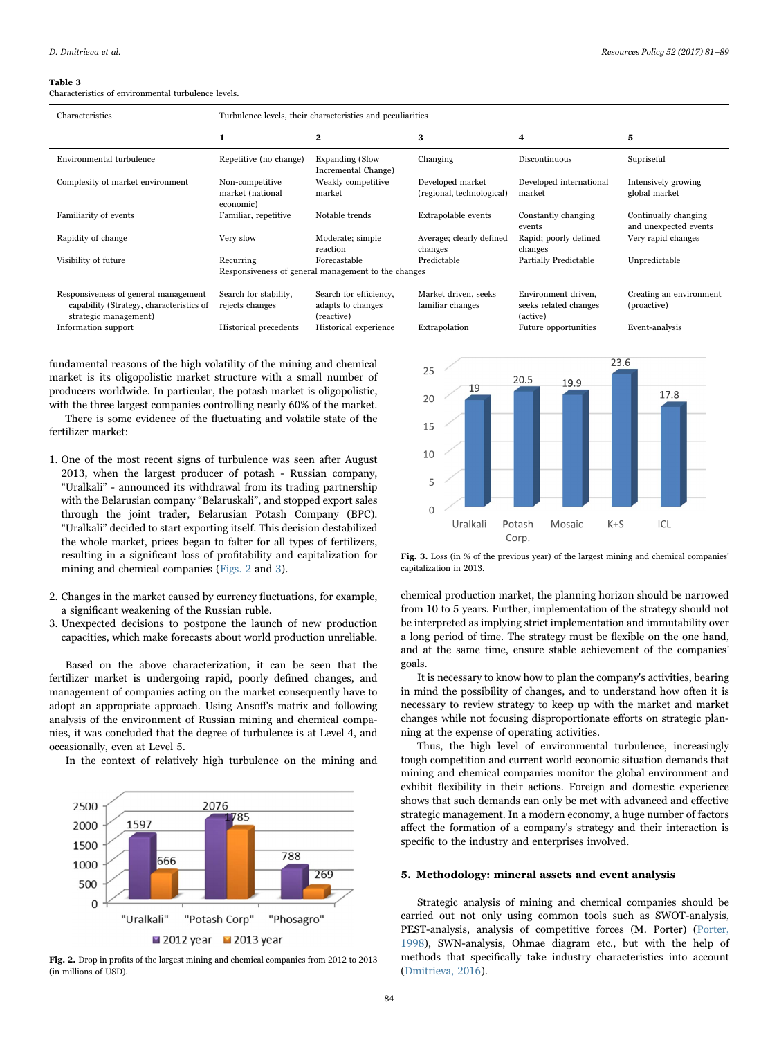**Table 3**
Characteristics of environmental turbulence levels.

| Characteristics | Turbulence levels, their characteristics and peculiarities | | | | |
|---|---|---|---|---|---|
| | 1 | 2 | 3 | 4 | 5 |
| Environmental turbulence | Repetitive (no change) | Expanding (Slow Incremental Change) | Changing | Discontinuous | Supriseful |
| Complexity of market environment | Non-competitive market (national economic) | Weakly competitive market | Developed market (regional, technological) | Developed international market | Intensively growing global market |
| Familiarity of events | Familiar, repetitive | Notable trends | Extrapolable events | Constantly changing events | Continually changing and unexpected events |
| Rapidity of change | Very slow | Moderate; simple reaction | Average; clearly defined changes | Rapid; poorly defined changes | Very rapid changes |
| Visibility of future | Recurring | Forecastable | Predictable | Partially Predictable | Unpredictable |
| | Responsiveness of general management to the changes | | | | |
| Responsiveness of general management capability (Strategy, characteristics of strategic management) | Search for stability, rejects changes | Search for efficiency, adapts to changes (reactive) | Market driven, seeks familiar changes | Environment driven, seeks related changes (active) | Creating an environment (proactive) |
| Information support | Historical precedents | Historical experience | Extrapolation | Future opportunities | Event-analysis |

fundamental reasons of the high volatility of the mining and chemical market is its oligopolistic market structure with a small number of producers worldwide. In particular, the potash market is oligopolistic, with the three largest companies controlling nearly 60% of the market.

There is some evidence of the fluctuating and volatile state of the fertilizer market:

1. One of the most recent signs of turbulence was seen after August 2013, when the largest producer of potash - Russian company, "Uralkali" - announced its withdrawal from its trading partnership with the Belarusian company "Belaruskali", and stopped export sales through the joint trader, Belarusian Potash Company (BPC). "Uralkali" decided to start exporting itself. This decision destabilized the whole market, prices began to falter for all types of fertilizers, resulting in a significant loss of profitability and capitalization for mining and chemical companies (Figs. 2 and 3).
2. Changes in the market caused by currency fluctuations, for example, a significant weakening of the Russian ruble.
3. Unexpected decisions to postpone the launch of new production capacities, which make forecasts about world production unreliable.

Based on the above characterization, it can be seen that the fertilizer market is undergoing rapid, poorly defined changes, and management of companies acting on the market consequently have to adopt an appropriate approach. Using Ansoff's matrix and following analysis of the environment of Russian mining and chemical companies, it was concluded that the degree of turbulence is at Level 4, and occasionally, even at Level 5.

In the context of relatively high turbulence on the mining and chemical production market, the planning horizon should be narrowed from 10 to 5 years. Further, implementation of the strategy should not be interpreted as implying strict implementation and immutability over a long period of time. The strategy must be flexible on the one hand, and at the same time, ensure stable achievement of the companies' goals.

It is necessary to know how to plan the company's activities, bearing in mind the possibility of changes, and to understand how often it is necessary to review strategy to keep up with the market and market changes while not focusing disproportionate efforts on strategic planning at the expense of operating activities.

Thus, the high level of environmental turbulence, increasingly tough competition and current world economic situation demands that mining and chemical companies monitor the global environment and exhibit flexibility in their actions. Foreign and domestic experience shows that such demands can only be met with advanced and effective strategic management. In a modern economy, a huge number of factors affect the formation of a company's strategy and their interaction is specific to the industry and enterprises involved.

| | "Uralkali" | "Potash Corp" | "Phosagro" |
|---|---|---|---|
| 2012 year | 1597 | 2076 | 788 |
| 2013 year | 666 | 1785 | 269 |

**Fig. 2.** Drop in profits of the largest mining and chemical companies from 2012 to 2013 (in millions of USD).

| Uralkali | Potash Corp. | Mosaic | K+S | ICL |
|---|---|---|---|---|
| 19 | 20.5 | 19.9 | 23.6 | 17.8 |

**Fig. 3.** Loss (in % of the previous year) of the largest mining and chemical companies' capitalization in 2013.

## 5. Methodology: mineral assets and event analysis

Strategic analysis of mining and chemical companies should be carried out not only using common tools such as SWOT-analysis, PEST-analysis, analysis of competitive forces (M. Porter) (Porter, 1998), SWN-analysis, Ohmae diagram etc., but with the help of methods that specifically take industry characteristics into account (Dmitrieva, 2016).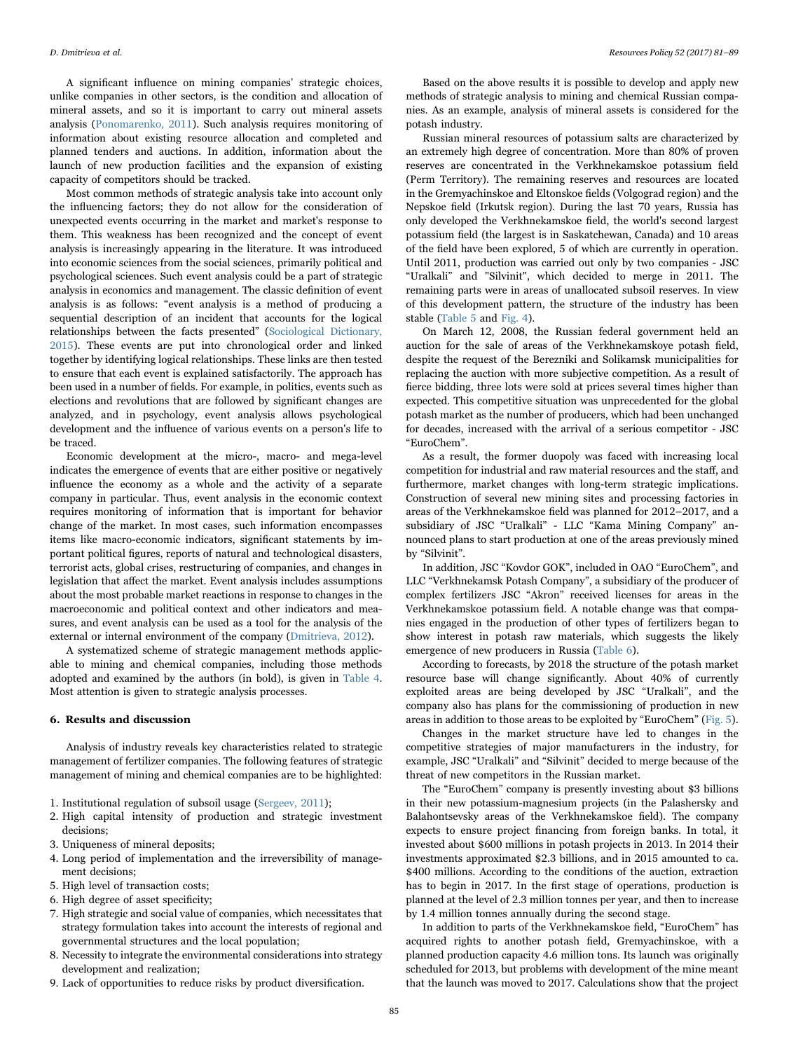A significant influence on mining companies' strategic choices, unlike companies in other sectors, is the condition and allocation of mineral assets, and so it is important to carry out mineral assets analysis (Ponomarenko, 2011). Such analysis requires monitoring of information about existing resource allocation and completed and planned tenders and auctions. In addition, information about the launch of new production facilities and the expansion of existing capacity of competitors should be tracked.

Most common methods of strategic analysis take into account only the influencing factors; they do not allow for the consideration of unexpected events occurring in the market and market's response to them. This weakness has been recognized and the concept of event analysis is increasingly appearing in the literature. It was introduced into economic sciences from the social sciences, primarily political and psychological sciences. Such event analysis could be a part of strategic analysis in economics and management. The classic definition of event analysis is as follows: "event analysis is a method of producing a sequential description of an incident that accounts for the logical relationships between the facts presented" (Sociological Dictionary, 2015). These events are put into chronological order and linked together by identifying logical relationships. These links are then tested to ensure that each event is explained satisfactorily. The approach has been used in a number of fields. For example, in politics, events such as elections and revolutions that are followed by significant changes are analyzed, and in psychology, event analysis allows psychological development and the influence of various events on a person's life to be traced.

Economic development at the micro-, macro- and mega-level indicates the emergence of events that are either positive or negatively influence the economy as a whole and the activity of a separate company in particular. Thus, event analysis in the economic context requires monitoring of information that is important for behavior change of the market. In most cases, such information encompasses items like macro-economic indicators, significant statements by important political figures, reports of natural and technological disasters, terrorist acts, global crises, restructuring of companies, and changes in legislation that affect the market. Event analysis includes assumptions about the most probable market reactions in response to changes in the macroeconomic and political context and other indicators and measures, and event analysis can be used as a tool for the analysis of the external or internal environment of the company (Dmitrieva, 2012).

A systematized scheme of strategic management methods applicable to mining and chemical companies, including those methods adopted and examined by the authors (in bold), is given in Table 4. Most attention is given to strategic analysis processes.

## 6. Results and discussion

Analysis of industry reveals key characteristics related to strategic management of fertilizer companies. The following features of strategic management of mining and chemical companies are to be highlighted:

1. Institutional regulation of subsoil usage (Sergeev, 2011);
2. High capital intensity of production and strategic investment decisions;
3. Uniqueness of mineral deposits;
4. Long period of implementation and the irreversibility of management decisions;
5. High level of transaction costs;
6. High degree of asset specificity;
7. High strategic and social value of companies, which necessitates that strategy formulation takes into account the interests of regional and governmental structures and the local population;
8. Necessity to integrate the environmental considerations into strategy development and realization;
9. Lack of opportunities to reduce risks by product diversification.

Based on the above results it is possible to develop and apply new methods of strategic analysis to mining and chemical Russian companies. As an example, analysis of mineral assets is considered for the potash industry.

Russian mineral resources of potassium salts are characterized by an extremely high degree of concentration. More than 80% of proven reserves are concentrated in the Verkhnekamskoe potassium field (Perm Territory). The remaining reserves and resources are located in the Gremyachinskoe and Eltonskoe fields (Volgograd region) and the Nepskoe field (Irkutsk region). During the last 70 years, Russia has only developed the Verkhnekamskoe field, the world's second largest potassium field (the largest is in Saskatchewan, Canada) and 10 areas of the field have been explored, 5 of which are currently in operation. Until 2011, production was carried out only by two companies - JSC "Uralkali" and "Silvinit", which decided to merge in 2011. The remaining parts were in areas of unallocated subsoil reserves. In view of this development pattern, the structure of the industry has been stable (Table 5 and Fig. 4).

On March 12, 2008, the Russian federal government held an auction for the sale of areas of the Verkhnekamskoye potash field, despite the request of the Berezniki and Solikamsk municipalities for replacing the auction with more subjective competition. As a result of fierce bidding, three lots were sold at prices several times higher than expected. This competitive situation was unprecedented for the global potash market as the number of producers, which had been unchanged for decades, increased with the arrival of a serious competitor - JSC "EuroChem".

As a result, the former duopoly was faced with increasing local competition for industrial and raw material resources and the staff, and furthermore, market changes with long-term strategic implications. Construction of several new mining sites and processing factories in areas of the Verkhnekamskoe field was planned for 2012–2017, and a subsidiary of JSC "Uralkali" - LLC "Kama Mining Company" announced plans to start production at one of the areas previously mined by "Silvinit".

In addition, JSC "Kovdor GOK", included in OAO "EuroChem", and LLC "Verkhnekamsk Potash Company", a subsidiary of the producer of complex fertilizers JSC "Akron" received licenses for areas in the Verkhnekamskoe potassium field. A notable change was that companies engaged in the production of other types of fertilizers began to show interest in potash raw materials, which suggests the likely emergence of new producers in Russia (Table 6).

According to forecasts, by 2018 the structure of the potash market resource base will change significantly. About 40% of currently exploited areas are being developed by JSC "Uralkali", and the company also has plans for the commissioning of production in new areas in addition to those areas to be exploited by "EuroChem" (Fig. 5).

Changes in the market structure have led to changes in the competitive strategies of major manufacturers in the industry, for example, JSC "Uralkali" and "Silvinit" decided to merge because of the threat of new competitors in the Russian market.

The "EuroChem" company is presently investing about $3 billions in their new potassium-magnesium projects (in the Palashersky and Balahontsevsky areas of the Verkhnekamskoe field). The company expects to ensure project financing from foreign banks. In total, it invested about $600 millions in potash projects in 2013. In 2014 their investments approximated $2.3 billions, and in 2015 amounted to ca. $400 millions. According to the conditions of the auction, extraction has to begin in 2017. In the first stage of operations, production is planned at the level of 2.3 million tonnes per year, and then to increase by 1.4 million tonnes annually during the second stage.

In addition to parts of the Verkhnekamskoe field, "EuroChem" has acquired rights to another potash field, Gremyachinskoe, with a planned production capacity 4.6 million tons. Its launch was originally scheduled for 2013, but problems with development of the mine meant that the launch was moved to 2017. Calculations show that the project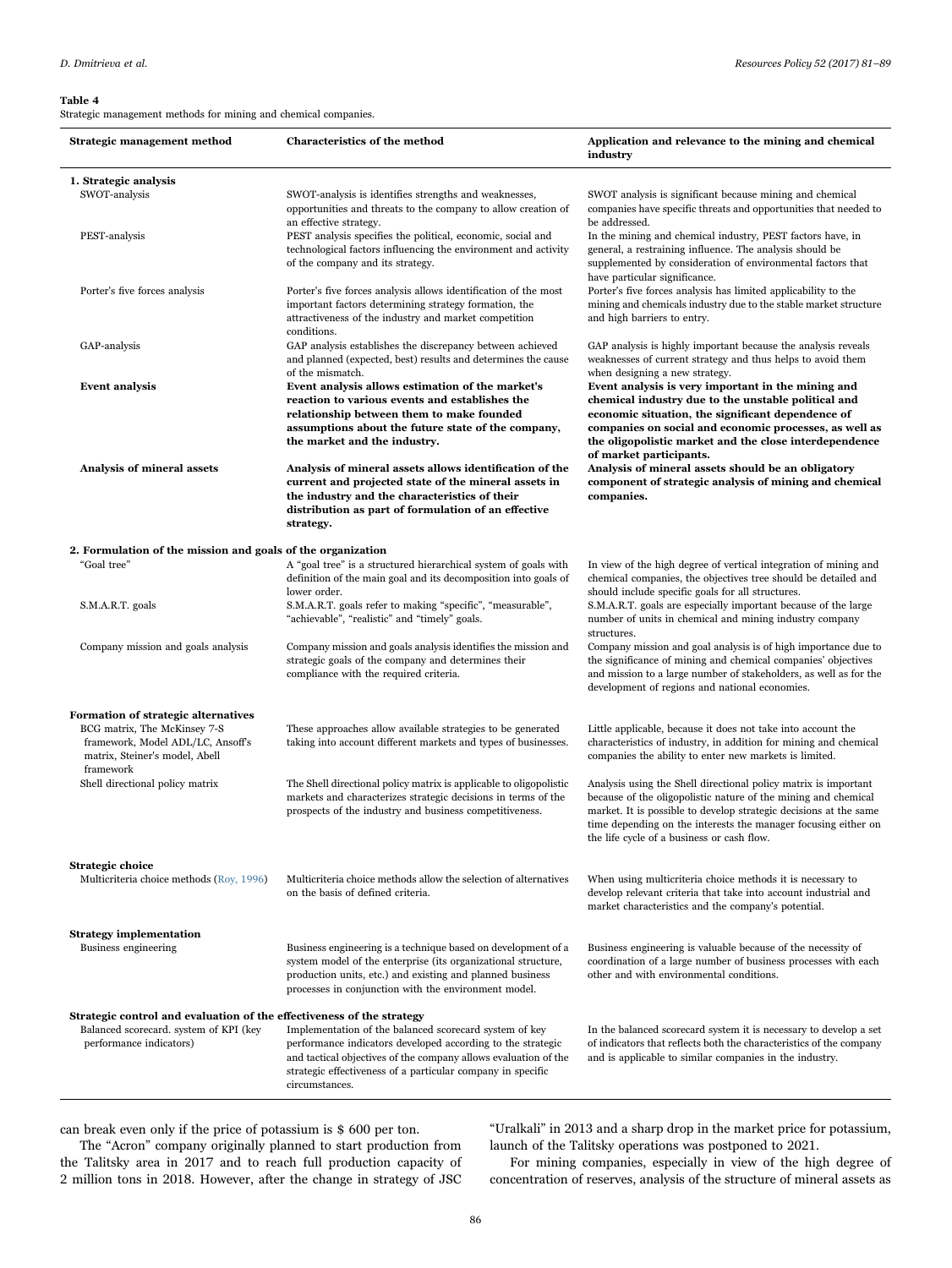**Table 4**
Strategic management methods for mining and chemical companies.

| Strategic management method | Characteristics of the method | Application and relevance to the mining and chemical industry |
|---|---|---|
| **1. Strategic analysis** | | |
| SWOT-analysis | SWOT-analysis is identifies strengths and weaknesses, opportunities and threats to the company to allow creation of an effective strategy. | SWOT analysis is significant because mining and chemical companies have specific threats and opportunities that needed to be addressed. |
| PEST-analysis | PEST analysis specifies the political, economic, social and technological factors influencing the environment and activity of the company and its strategy. | In the mining and chemical industry, PEST factors have, in general, a restraining influence. The analysis should be supplemented by consideration of environmental factors that have particular significance. |
| Porter's five forces analysis | Porter's five forces analysis allows identification of the most important factors determining strategy formation, the attractiveness of the industry and market competition conditions. | Porter's five forces analysis has limited applicability to the mining and chemicals industry due to the stable market structure and high barriers to entry. |
| GAP-analysis | GAP analysis establishes the discrepancy between achieved and planned (expected, best) results and determines the cause of the mismatch. | GAP analysis is highly important because the analysis reveals weaknesses of current strategy and thus helps to avoid them when designing a new strategy. |
| **Event analysis** | **Event analysis allows estimation of the market's reaction to various events and establishes the relationship between them to make founded assumptions about the future state of the company, the market and the industry.** | **Event analysis is very important in the mining and chemical industry due to the unstable political and economic situation, the significant dependence of companies on social and economic processes, as well as the oligopolistic market and the close interdependence of market participants.** |
| **Analysis of mineral assets** | **Analysis of mineral assets allows identification of the current and projected state of the mineral assets in the industry and the characteristics of their distribution as part of formulation of an effective strategy.** | **Analysis of mineral assets should be an obligatory component of strategic analysis of mining and chemical companies.** |
| **2. Formulation of the mission and goals of the organization** | | |
| "Goal tree" | A "goal tree" is a structured hierarchical system of goals with definition of the main goal and its decomposition into goals of lower order. | In view of the high degree of vertical integration of mining and chemical companies, the objectives tree should be detailed and should include specific goals for all structures. |
| S.M.A.R.T. goals | S.M.A.R.T. goals refer to making "specific", "measurable", "achievable", "realistic" and "timely" goals. | S.M.A.R.T. goals are especially important because of the large number of units in chemical and mining industry company structures. |
| Company mission and goals analysis | Company mission and goals analysis identifies the mission and strategic goals of the company and determines their compliance with the required criteria. | Company mission and goal analysis is of high importance due to the significance of mining and chemical companies' objectives and mission to a large number of stakeholders, as well as for the development of regions and national economies. |
| **Formation of strategic alternatives** | | |
| BCG matrix, The McKinsey 7-S framework, Model ADL/LC, Ansoff's matrix, Steiner's model, Abell framework | These approaches allow available strategies to be generated taking into account different markets and types of businesses. | Little applicable, because it does not take into account the characteristics of industry, in addition for mining and chemical companies the ability to enter new markets is limited. |
| Shell directional policy matrix | The Shell directional policy matrix is applicable to oligopolistic markets and characterizes strategic decisions in terms of the prospects of the industry and business competitiveness. | Analysis using the Shell directional policy matrix is important because of the oligopolistic nature of the mining and chemical market. It is possible to develop strategic decisions at the same time depending on the interests the manager focusing either on the life cycle of a business or cash flow. |
| **Strategic choice** | | |
| Multicriteria choice methods (Roy, 1996) | Multicriteria choice methods allow the selection of alternatives on the basis of defined criteria. | When using multicriteria choice methods it is necessary to develop relevant criteria that take into account industrial and market characteristics and the company's potential. |
| **Strategy implementation** | | |
| Business engineering | Business engineering is a technique based on development of a system model of the enterprise (its organizational structure, production units, etc.) and existing and planned business processes in conjunction with the environment model. | Business engineering is valuable because of the necessity of coordination of a large number of business processes with each other and with environmental conditions. |
| **Strategic control and evaluation of the effectiveness of the strategy** | | |
| Balanced scorecard. system of KPI (key performance indicators) | Implementation of the balanced scorecard system of key performance indicators developed according to the strategic and tactical objectives of the company allows evaluation of the strategic effectiveness of a particular company in specific circumstances. | In the balanced scorecard system it is necessary to develop a set of indicators that reflects both the characteristics of the company and is applicable to similar companies in the industry. |

can break even only if the price of potassium is $ 600 per ton.

The "Acron" company originally planned to start production from the Talitsky area in 2017 and to reach full production capacity of 2 million tons in 2018. However, after the change in strategy of JSC "Uralkali" in 2013 and a sharp drop in the market price for potassium, launch of the Talitsky operations was postponed to 2021.

For mining companies, especially in view of the high degree of concentration of reserves, analysis of the structure of mineral assets as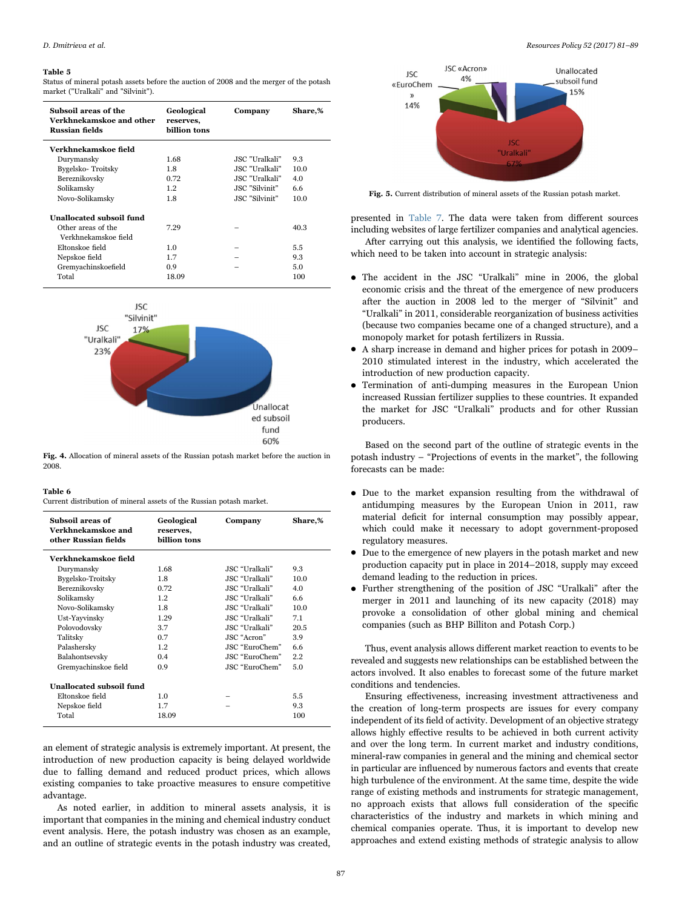**Table 5**
Status of mineral potash assets before the auction of 2008 and the merger of the potash market ("Uralkali" and "Silvinit").

| Subsoil areas of the Verkhnekamskoe and other Russian fields | Geological reserves, billion tons | Company | Share,% |
|---|---|---|---|
| **Verkhnekamskoe field** | | | |
| Durymansky | 1.68 | JSC "Uralkali" | 9.3 |
| Bygelsko- Troitsky | 1.8 | JSC "Uralkali" | 10.0 |
| Bereznikovsky | 0.72 | JSC "Uralkali" | 4.0 |
| Solikamsky | 1.2 | JSC "Silvinit" | 6.6 |
| Novo-Solikamsky | 1.8 | JSC "Silvinit" | 10.0 |
| **Unallocated subsoil fund** | | | |
| Other areas of the Verkhnekamskoe field | 7.29 | – | 40.3 |
| Eltonskoe field | 1.0 | – | 5.5 |
| Nepskoe field | 1.7 | – | 9.3 |
| Gremyachinskoefield | 0.9 | – | 5.0 |
| Total | 18.09 | | 100 |

Fig. 4. Allocation of mineral assets of the Russian potash market before the auction in 2008.

**Table 6**
Current distribution of mineral assets of the Russian potash market.

| Subsoil areas of Verkhnekamskoe and other Russian fields | Geological reserves, billion tons | Company | Share,% |
|---|---|---|---|
| **Verkhnekamskoe field** | | | |
| Durymansky | 1.68 | JSC "Uralkali" | 9.3 |
| Bygelsko-Troitsky | 1.8 | JSC "Uralkali" | 10.0 |
| Bereznikovsky | 0.72 | JSC "Uralkali" | 4.0 |
| Solikamsky | 1.2 | JSC "Uralkali" | 6.6 |
| Novo-Solikamsky | 1.8 | JSC "Uralkali" | 10.0 |
| Ust-Yayvinsky | 1.29 | JSC "Uralkali" | 7.1 |
| Polovodovsky | 3.7 | JSC "Uralkali" | 20.5 |
| Talitsky | 0.7 | JSC "Acron" | 3.9 |
| Palashersky | 1.2 | JSC "EuroChem" | 6.6 |
| Balahontsevsky | 0.4 | JSC "EuroChem" | 2.2 |
| Gremyachinskoe field | 0.9 | JSC "EuroChem" | 5.0 |
| **Unallocated subsoil fund** | | | |
| Eltonskoe field | 1.0 | – | 5.5 |
| Nepskoe field | 1.7 | – | 9.3 |
| Total | 18.09 | | 100 |

an element of strategic analysis is extremely important. At present, the introduction of new production capacity is being delayed worldwide due to falling demand and reduced product prices, which allows existing companies to take proactive measures to ensure competitive advantage.

As noted earlier, in addition to mineral assets analysis, it is important that companies in the mining and chemical industry conduct event analysis. Here, the potash industry was chosen as an example, and an outline of strategic events in the potash industry was created,

Fig. 5. Current distribution of mineral assets of the Russian potash market.

presented in Table 7. The data were taken from different sources including websites of large fertilizer companies and analytical agencies.

After carrying out this analysis, we identified the following facts, which need to be taken into account in strategic analysis:

- The accident in the JSC "Uralkali" mine in 2006, the global economic crisis and the threat of the emergence of new producers after the auction in 2008 led to the merger of "Silvinit" and "Uralkali" in 2011, considerable reorganization of business activities (because two companies became one of a changed structure), and a monopoly market for potash fertilizers in Russia.
- A sharp increase in demand and higher prices for potash in 2009–2010 stimulated interest in the industry, which accelerated the introduction of new production capacity.
- Termination of anti-dumping measures in the European Union increased Russian fertilizer supplies to these countries. It expanded the market for JSC "Uralkali" products and for other Russian producers.

Based on the second part of the outline of strategic events in the potash industry – "Projections of events in the market", the following forecasts can be made:

- Due to the market expansion resulting from the withdrawal of antidumping measures by the European Union in 2011, raw material deficit for internal consumption may possibly appear, which could make it necessary to adopt government-proposed regulatory measures.
- Due to the emergence of new players in the potash market and new production capacity put in place in 2014–2018, supply may exceed demand leading to the reduction in prices.
- Further strengthening of the position of JSC "Uralkali" after the merger in 2011 and launching of its new capacity (2018) may provoke a consolidation of other global mining and chemical companies (such as BHP Billiton and Potash Corp.)

Thus, event analysis allows different market reaction to events to be revealed and suggests new relationships can be established between the actors involved. It also enables to forecast some of the future market conditions and tendencies.

Ensuring effectiveness, increasing investment attractiveness and the creation of long-term prospects are issues for every company independent of its field of activity. Development of an objective strategy allows highly effective results to be achieved in both current activity and over the long term. In current market and industry conditions, mineral-raw companies in general and the mining and chemical sector in particular are influenced by numerous factors and events that create high turbulence of the environment. At the same time, despite the wide range of existing methods and instruments for strategic management, no approach exists that allows full consideration of the specific characteristics of the industry and markets in which mining and chemical companies operate. Thus, it is important to develop new approaches and extend existing methods of strategic analysis to allow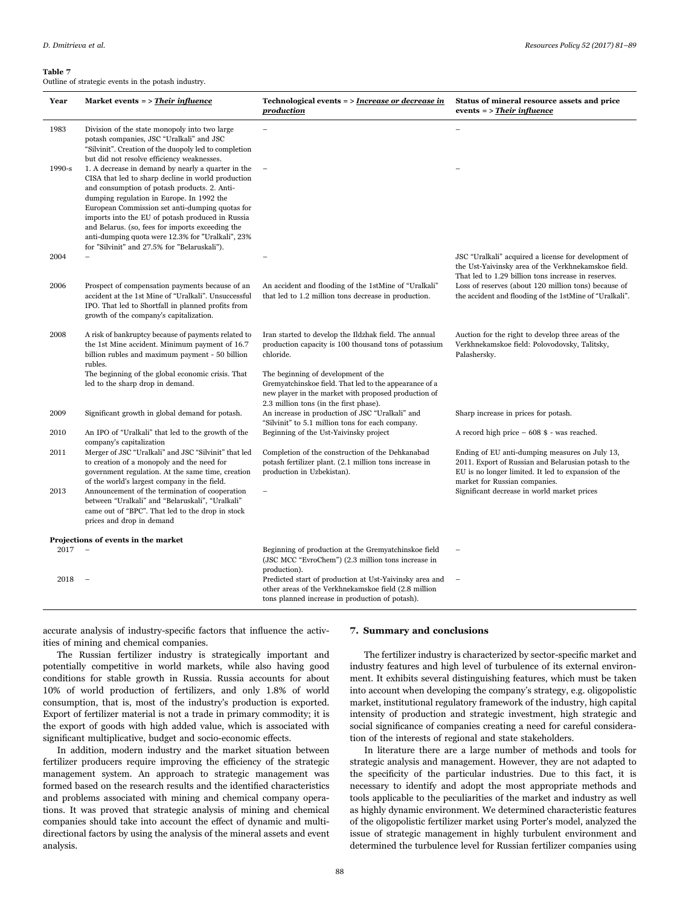**Table 7**
Outline of strategic events in the potash industry.

| Year | Market events = > *Their influence* | Technological events = > *Increase or decrease in production* | Status of mineral resource assets and price events = > *Their influence* |
|---|---|---|---|
| 1983 | Division of the state monopoly into two large potash companies, JSC "Uralkali" and JSC "Silvinit". Creation of the duopoly led to completion but did not resolve efficiency weaknesses. | – | – |
| 1990-s | 1. A decrease in demand by nearly a quarter in the CISA that led to sharp decline in world production and consumption of potash products. 2. Anti-dumping regulation in Europe. In 1992 the European Commission set anti-dumping quotas for imports into the EU of potash produced in Russia and Belarus. (so, fees for imports exceeding the anti-dumping quota were 12.3% for "Uralkali", 23% for "Silvinit" and 27.5% for "Belaruskali"). | – | – |
| 2004 | – | – | JSC "Uralkali" acquired a license for development of the Ust-Yaivinsky area of the Verkhnekamskoe field. That led to 1.29 billion tons increase in reserves. |
| 2006 | Prospect of compensation payments because of an accident at the 1st Mine of "Uralkali". Unsuccessful IPO. That led to Shortfall in planned profits from growth of the company's capitalization. | An accident and flooding of the 1stMine of "Uralkali" that led to 1.2 million tons decrease in production. | Loss of reserves (about 120 million tons) because of the accident and flooding of the 1stMine of "Uralkali". |
| 2008 | A risk of bankruptcy because of payments related to the 1st Mine accident. Minimum payment of 16.7 billion rubles and maximum payment - 50 billion rubles.<br>The beginning of the global economic crisis. That led to the sharp drop in demand. | Iran started to develop the Ildzhak field. The annual production capacity is 100 thousand tons of potassium chloride.<br>The beginning of development of the Gremyatchinskoe field. That led to the appearance of a new player in the market with proposed production of 2.3 million tons (in the first phase). | Auction for the right to develop three areas of the Verkhnekamskoe field: Polovodovsky, Talitsky, Palashersky. |
| 2009 | Significant growth in global demand for potash. | An increase in production of JSC "Uralkali" and "Silvinit" to 5.1 million tons for each company. | Sharp increase in prices for potash. |
| 2010 | An IPO of "Uralkali" that led to the growth of the company's capitalization | Beginning of the Ust-Yaivinsky project | A record high price – 608 $ - was reached. |
| 2011 | Merger of JSC "Uralkali" and JSC "Silvinit" that led to creation of a monopoly and the need for government regulation. At the same time, creation of the world's largest company in the field. | Completion of the construction of the Dehkanabad potash fertilizer plant. (2.1 million tons increase in production in Uzbekistan). | Ending of EU anti-dumping measures on July 13, 2011. Export of Russian and Belarusian potash to the EU is no longer limited. It led to expansion of the market for Russian companies. |
| 2013 | Announcement of the termination of cooperation between "Uralkali" and "Belaruskali", "Uralkali" came out of "BPC". That led to the drop in stock prices and drop in demand | – | Significant decrease in world market prices |
| **Projections of events in the market** | | | |
| 2017 | – | Beginning of production at the Gremyatchinskoe field (JSC MCC "EvroChem") (2.3 million tons increase in production). | – |
| 2018 | – | Predicted start of production at Ust-Yaivinsky area and other areas of the Verkhnekamskoe field (2.8 million tons planned increase in production of potash). | – |

accurate analysis of industry-specific factors that influence the activities of mining and chemical companies.

The Russian fertilizer industry is strategically important and potentially competitive in world markets, while also having good conditions for stable growth in Russia. Russia accounts for about 10% of world production of fertilizers, and only 1.8% of world consumption, that is, most of the industry's production is exported. Export of fertilizer material is not a trade in primary commodity; it is the export of goods with high added value, which is associated with significant multiplicative, budget and socio-economic effects.

In addition, modern industry and the market situation between fertilizer producers require improving the efficiency of the strategic management system. An approach to strategic management was formed based on the research results and the identified characteristics and problems associated with mining and chemical company operations. It was proved that strategic analysis of mining and chemical companies should take into account the effect of dynamic and multi-directional factors by using the analysis of the mineral assets and event analysis.

## 7. Summary and conclusions

The fertilizer industry is characterized by sector-specific market and industry features and high level of turbulence of its external environment. It exhibits several distinguishing features, which must be taken into account when developing the company's strategy, e.g. oligopolistic market, institutional regulatory framework of the industry, high capital intensity of production and strategic investment, high strategic and social significance of companies creating a need for careful consideration of the interests of regional and state stakeholders.

In literature there are a large number of methods and tools for strategic analysis and management. However, they are not adapted to the specificity of the particular industries. Due to this fact, it is necessary to identify and adopt the most appropriate methods and tools applicable to the peculiarities of the market and industry as well as highly dynamic environment. We determined characteristic features of the oligopolistic fertilizer market using Porter's model, analyzed the issue of strategic management in highly turbulent environment and determined the turbulence level for Russian fertilizer companies using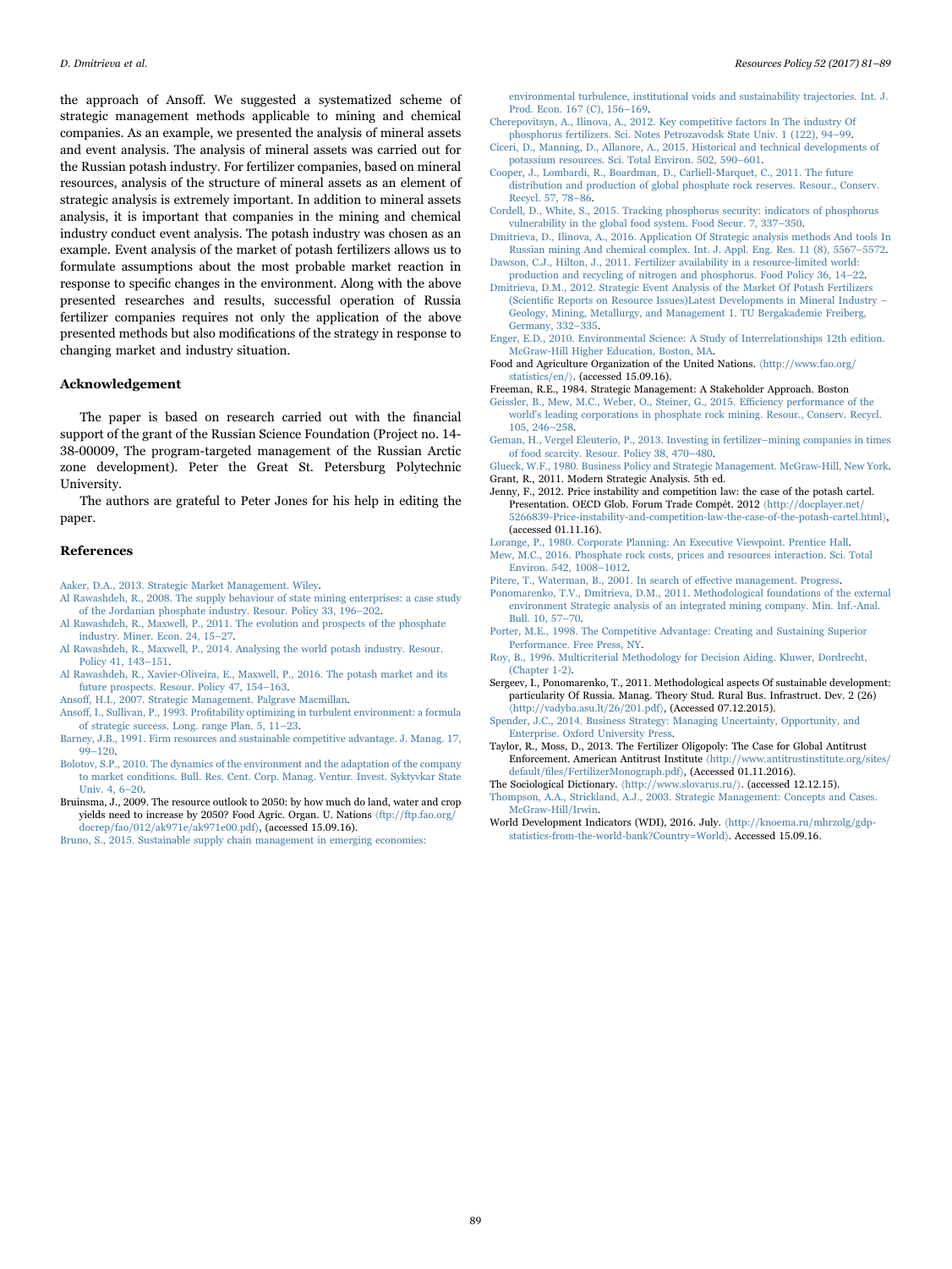the approach of Ansoff. We suggested a systematized scheme of strategic management methods applicable to mining and chemical companies. As an example, we presented the analysis of mineral assets and event analysis. The analysis of mineral assets was carried out for the Russian potash industry. For fertilizer companies, based on mineral resources, analysis of the structure of mineral assets as an element of strategic analysis is extremely important. In addition to mineral assets analysis, it is important that companies in the mining and chemical industry conduct event analysis. The potash industry was chosen as an example. Event analysis of the market of potash fertilizers allows us to formulate assumptions about the most probable market reaction in response to specific changes in the environment. Along with the above presented researches and results, successful operation of Russia fertilizer companies requires not only the application of the above presented methods but also modifications of the strategy in response to changing market and industry situation.

## Acknowledgement

The paper is based on research carried out with the financial support of the grant of the Russian Science Foundation (Project no. 14-38-00009, The program-targeted management of the Russian Arctic zone development). Peter the Great St. Petersburg Polytechnic University.

The authors are grateful to Peter Jones for his help in editing the paper.

## References

Aaker, D.A., 2013. Strategic Market Management. Wiley.

Al Rawashdeh, R., 2008. The supply behaviour of state mining enterprises: a case study of the Jordanian phosphate industry. Resour. Policy 33, 196–202.

Al Rawashdeh, R., Maxwell, P., 2011. The evolution and prospects of the phosphate industry. Miner. Econ. 24, 15–27.

Al Rawashdeh, R., Maxwell, P., 2014. Analysing the world potash industry. Resour. Policy 41, 143–151.

Al Rawashdeh, R., Xavier-Oliveira, E., Maxwell, P., 2016. The potash market and its future prospects. Resour. Policy 47, 154–163.

Ansoff, H.I., 2007. Strategic Management. Palgrave Macmillan.

Ansoff, I., Sullivan, P., 1993. Profitability optimizing in turbulent environment: a formula of strategic success. Long. range Plan. 5, 11–23.

Barney, J.B., 1991. Firm resources and sustainable competitive advantage. J. Manag. 17, 99–120.

Bolotov, S.P., 2010. The dynamics of the environment and the adaptation of the company to market conditions. Bull. Res. Cent. Corp. Manag. Ventur. Invest. Syktyvkar State Univ. 4, 6–20.

Bruinsma, J., 2009. The resource outlook to 2050: by how much do land, water and crop yields need to increase by 2050? Food Agric. Organ. U. Nations ⟨ftp://ftp.fao.org/docrep/fao/012/ak971e/ak971e00.pdf⟩, (accessed 15.09.16).

Bruno, S., 2015. Sustainable supply chain management in emerging economies: environmental turbulence, institutional voids and sustainability trajectories. Int. J. Prod. Econ. 167 (C), 156–169.

Cherepovitsyn, A., Ilinova, A., 2012. Key competitive factors In The industry Of phosphorus fertilizers. Sci. Notes Petrozavodsk State Univ. 1 (122), 94–99.

Ciceri, D., Manning, D., Allanore, A., 2015. Historical and technical developments of potassium resources. Sci. Total Environ. 502, 590–601.

Cooper, J., Lombardi, R., Boardman, D., Carliell-Marquet, C., 2011. The future distribution and production of global phosphate rock reserves. Resour., Conserv. Recycl. 57, 78–86.

Cordell, D., White, S., 2015. Tracking phosphorus security: indicators of phosphorus vulnerability in the global food system. Food Secur. 7, 337–350.

Dmitrieva, D., Ilinova, A., 2016. Application Of Strategic analysis methods And tools In Russian mining And chemical complex. Int. J. Appl. Eng. Res. 11 (8), 5567–5572.

Dawson, C.J., Hilton, J., 2011. Fertilizer availability in a resource-limited world: production and recycling of nitrogen and phosphorus. Food Policy 36, 14–22.

Dmitrieva, D.M., 2012. Strategic Event Analysis of the Market Of Potash Fertilizers (Scientific Reports on Resource Issues)Latest Developments in Mineral Industry – Geology, Mining, Metallurgy, and Management 1. TU Bergakademie Freiberg, Germany, 332–335.

Enger, E.D., 2010. Environmental Science: A Study of Interrelationships 12th edition. McGraw-Hill Higher Education, Boston, MA.

Food and Agriculture Organization of the United Nations. ⟨http://www.fao.org/statistics/en/⟩. (accessed 15.09.16).

Freeman, R.E., 1984. Strategic Management: A Stakeholder Approach. Boston

Geissler, B., Mew, M.C., Weber, O., Steiner, G., 2015. Efficiency performance of the world's leading corporations in phosphate rock mining. Resour., Conserv. Recycl. 105, 246–258.

Geman, H., Vergel Eleuterio, P., 2013. Investing in fertilizer–mining companies in times of food scarcity. Resour. Policy 38, 470–480.

Glueck, W.F., 1980. Business Policy and Strategic Management. McGraw-Hill, New York.

Grant, R., 2011. Modern Strategic Analysis. 5th ed.

Jenny, F., 2012. Price instability and competition law: the case of the potash cartel. Presentation. OECD Glob. Forum Trade Compét. 2012 ⟨http://docplayer.net/5266839-Price-instability-and-competition-law-the-case-of-the-potash-cartel.html⟩, (accessed 01.11.16).

Lorange, P., 1980. Corporate Planning: An Executive Viewpoint. Prentice Hall.

Mew, M.C., 2016. Phosphate rock costs, prices and resources interaction. Sci. Total Environ. 542, 1008–1012.

Pitere, T., Waterman, B., 2001. In search of effective management. Progress.

Ponomarenko, T.V., Dmitrieva, D.M., 2011. Methodological foundations of the external environment Strategic analysis of an integrated mining company. Min. Inf.-Anal. Bull. 10, 57–70.

Porter, M.E., 1998. The Competitive Advantage: Creating and Sustaining Superior Performance. Free Press, NY.

Roy, B., 1996. Multicriterial Methodology for Decision Aiding. Kluwer, Dordrecht, (Chapter 1-2).

Sergeev, I., Ponomarenko, T., 2011. Methodological aspects Of sustainable development: particularity Of Russia. Manag. Theory Stud. Rural Bus. Infrastruct. Dev. 2 (26) ⟨http://vadyba.asu.lt/26/201.pdf⟩, (Accessed 07.12.2015).

Spender, J.C., 2014. Business Strategy: Managing Uncertainty, Opportunity, and Enterprise. Oxford University Press.

Taylor, R., Moss, D., 2013. The Fertilizer Oligopoly: The Case for Global Antitrust Enforcement. American Antitrust Institute ⟨http://www.antitrustinstitute.org/sites/default/files/FertilizerMonograph.pdf⟩, (Accessed 01.11.2016).

The Sociological Dictionary. ⟨http://www.slovarus.ru/⟩. (accessed 12.12.15).

Thompson, A.A., Strickland, A.J., 2003. Strategic Management: Concepts and Cases. McGraw-Hill/Irwin.

World Development Indicators (WDI), 2016. July. ⟨http://knoema.ru/mhrzolg/gdp-statistics-from-the-world-bank?Country=World⟩. Accessed 15.09.16.